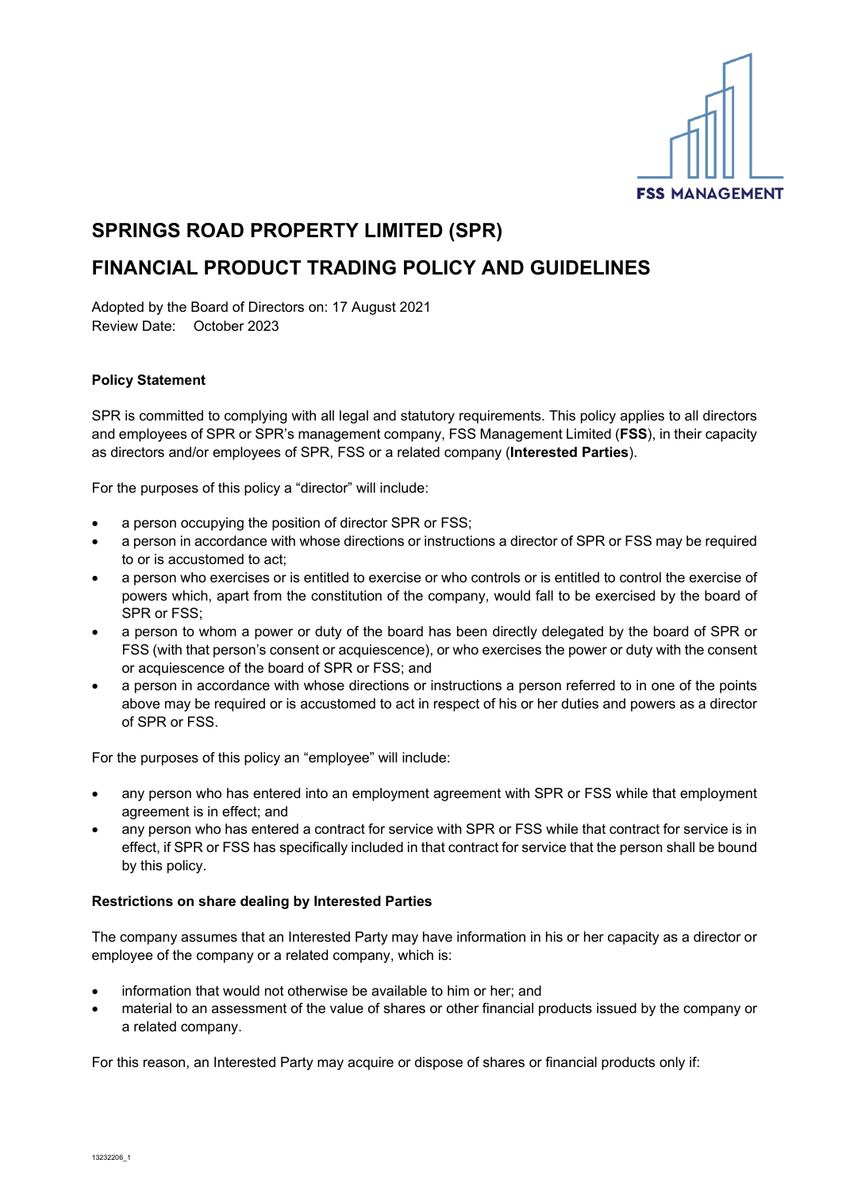# SPRINGS ROAD PROPERTY LIMITED (SPR)

# FINANCIAL PRODUCT TRADING POLICY AND GUIDELINES

Adopted by the Board of Directors on: 17 August 2021
Review Date: October 2023

**Policy Statement**

SPR is committed to complying with all legal and statutory requirements. This policy applies to all directors and employees of SPR or SPR's management company, FSS Management Limited (**FSS**), in their capacity as directors and/or employees of SPR, FSS or a related company (**Interested Parties**).

For the purposes of this policy a "director" will include:

- a person occupying the position of director SPR or FSS;
- a person in accordance with whose directions or instructions a director of SPR or FSS may be required to or is accustomed to act;
- a person who exercises or is entitled to exercise or who controls or is entitled to control the exercise of powers which, apart from the constitution of the company, would fall to be exercised by the board of SPR or FSS;
- a person to whom a power or duty of the board has been directly delegated by the board of SPR or FSS (with that person's consent or acquiescence), or who exercises the power or duty with the consent or acquiescence of the board of SPR or FSS; and
- a person in accordance with whose directions or instructions a person referred to in one of the points above may be required or is accustomed to act in respect of his or her duties and powers as a director of SPR or FSS.

For the purposes of this policy an "employee" will include:

- any person who has entered into an employment agreement with SPR or FSS while that employment agreement is in effect; and
- any person who has entered a contract for service with SPR or FSS while that contract for service is in effect, if SPR or FSS has specifically included in that contract for service that the person shall be bound by this policy.

**Restrictions on share dealing by Interested Parties**

The company assumes that an Interested Party may have information in his or her capacity as a director or employee of the company or a related company, which is:

- information that would not otherwise be available to him or her; and
- material to an assessment of the value of shares or other financial products issued by the company or a related company.

For this reason, an Interested Party may acquire or dispose of shares or financial products only if: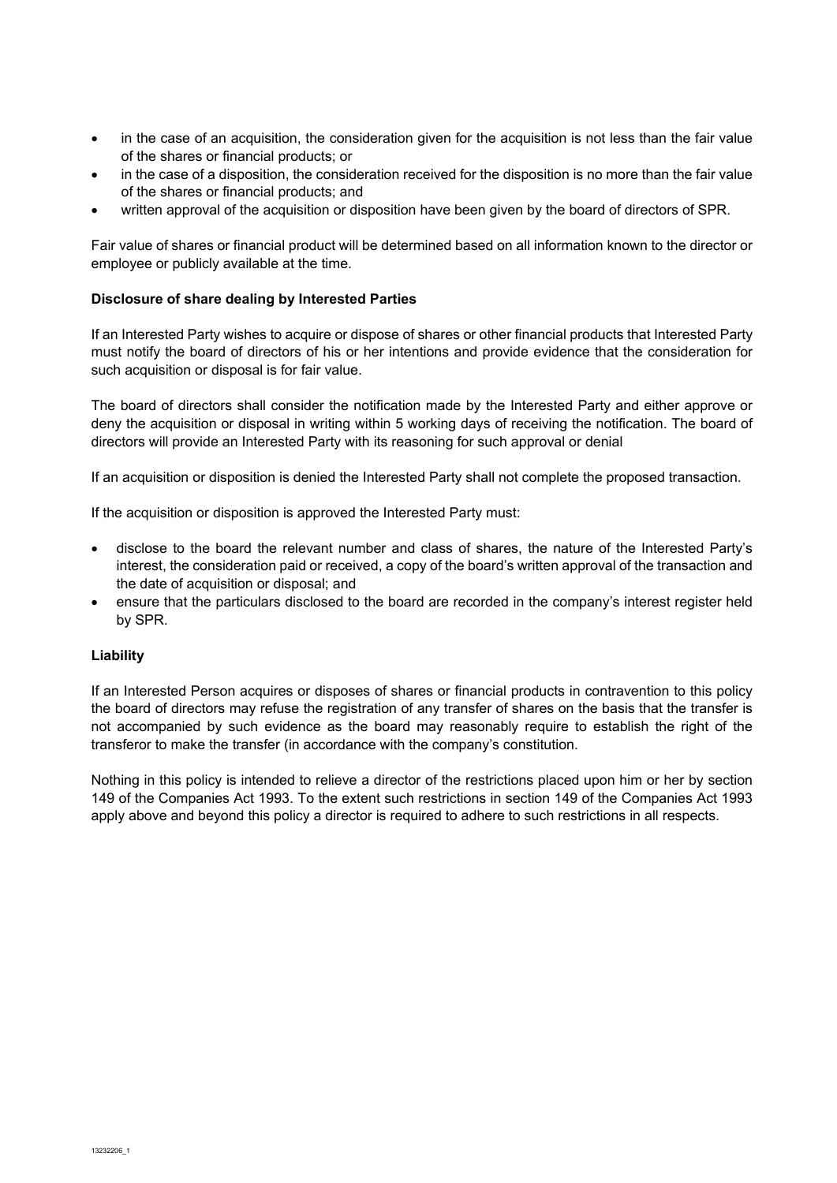- in the case of an acquisition, the consideration given for the acquisition is not less than the fair value of the shares or financial products; or
- in the case of a disposition, the consideration received for the disposition is no more than the fair value of the shares or financial products; and
- written approval of the acquisition or disposition have been given by the board of directors of SPR.

Fair value of shares or financial product will be determined based on all information known to the director or employee or publicly available at the time.

**Disclosure of share dealing by Interested Parties**

If an Interested Party wishes to acquire or dispose of shares or other financial products that Interested Party must notify the board of directors of his or her intentions and provide evidence that the consideration for such acquisition or disposal is for fair value.

The board of directors shall consider the notification made by the Interested Party and either approve or deny the acquisition or disposal in writing within 5 working days of receiving the notification. The board of directors will provide an Interested Party with its reasoning for such approval or denial

If an acquisition or disposition is denied the Interested Party shall not complete the proposed transaction.

If the acquisition or disposition is approved the Interested Party must:

- disclose to the board the relevant number and class of shares, the nature of the Interested Party's interest, the consideration paid or received, a copy of the board's written approval of the transaction and the date of acquisition or disposal; and
- ensure that the particulars disclosed to the board are recorded in the company's interest register held by SPR.

**Liability**

If an Interested Person acquires or disposes of shares or financial products in contravention to this policy the board of directors may refuse the registration of any transfer of shares on the basis that the transfer is not accompanied by such evidence as the board may reasonably require to establish the right of the transferor to make the transfer (in accordance with the company's constitution.

Nothing in this policy is intended to relieve a director of the restrictions placed upon him or her by section 149 of the Companies Act 1993. To the extent such restrictions in section 149 of the Companies Act 1993 apply above and beyond this policy a director is required to adhere to such restrictions in all respects.